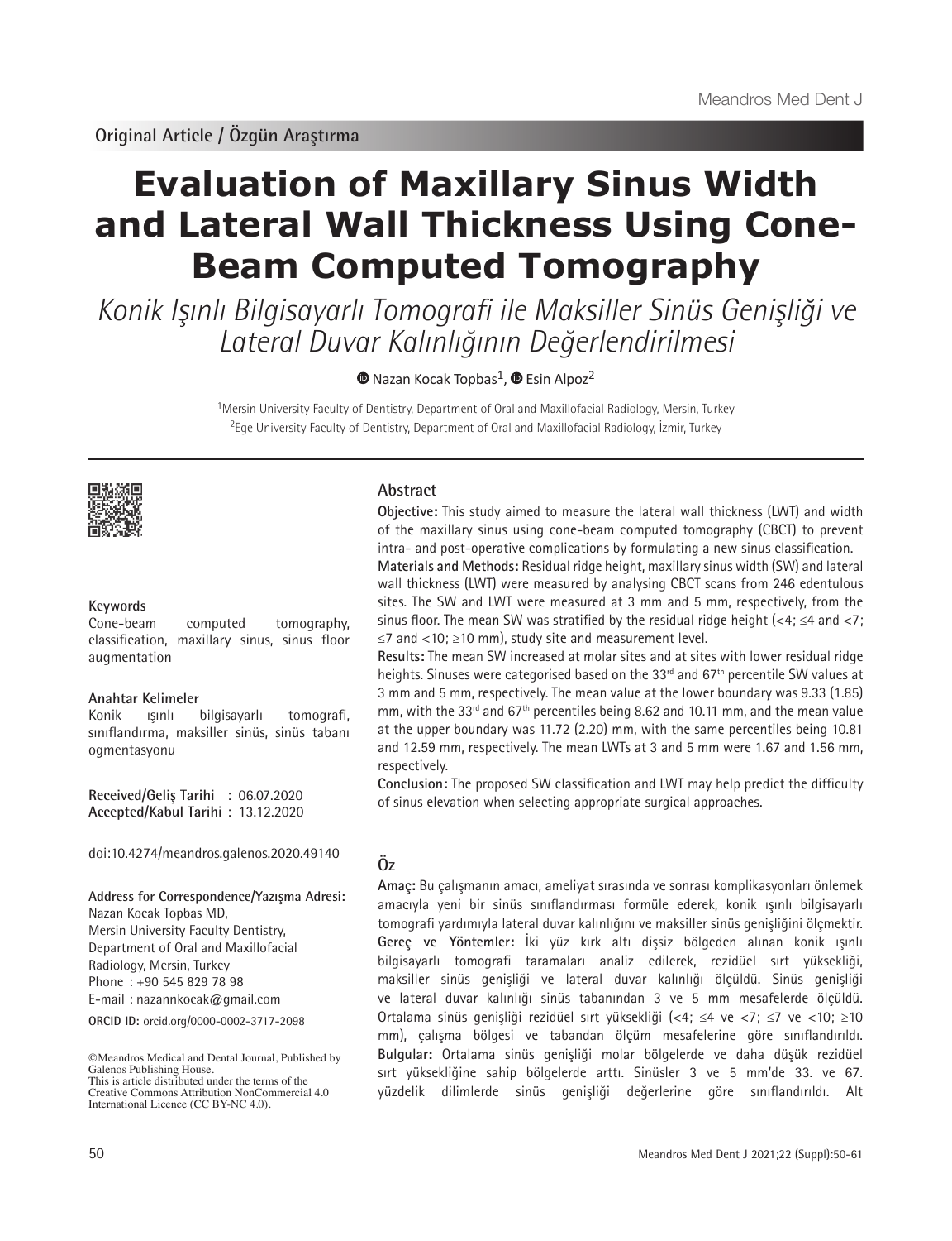Original Article / Özgün Araştırma

# Evaluation of Maxillary Sinus Width and Lateral Wall Thickness Using Cone-Beam Computed Tomography

*Konik Işınlı Bilgisayarlı Tomografi ile Maksiller Sinüs Genişliği ve Lateral Duvar Kalınlığının Değerlendirilmesi*

Nazan Kocak Topbas[1], Esin Alpoz[2]

[1]Mersin University Faculty of Dentistry, Department of Oral and Maxillofacial Radiology, Mersin, Turkey
[2]Ege University Faculty of Dentistry, Department of Oral and Maxillofacial Radiology, İzmir, Turkey

**Keywords**
Cone-beam computed tomography, classification, maxillary sinus, sinus floor augmentation

**Anahtar Kelimeler**
Konik ışınlı bilgisayarlı tomografi, sınıflandırma, maksiller sinüs, sinüs tabanı ogmentasyonu

**Received/Geliş Tarihi** : 06.07.2020
**Accepted/Kabul Tarihi** : 13.12.2020

doi:10.4274/meandros.galenos.2020.49140

**Address for Correspondence/Yazışma Adresi:**
Nazan Kocak Topbas MD,
Mersin University Faculty Dentistry, Department of Oral and Maxillofacial Radiology, Mersin, Turkey
Phone : +90 545 829 78 98
E-mail : nazannkocak@gmail.com

**ORCID ID:** orcid.org/0000-0002-3717-2098

©Meandros Medical and Dental Journal, Published by Galenos Publishing House.
This is article distributed under the terms of the Creative Commons Attribution NonCommercial 4.0 International Licence (CC BY-NC 4.0).

## Abstract

**Objective:** This study aimed to measure the lateral wall thickness (LWT) and width of the maxillary sinus using cone-beam computed tomography (CBCT) to prevent intra- and post-operative complications by formulating a new sinus classification.

**Materials and Methods:** Residual ridge height, maxillary sinus width (SW) and lateral wall thickness (LWT) were measured by analysing CBCT scans from 246 edentulous sites. The SW and LWT were measured at 3 mm and 5 mm, respectively, from the sinus floor. The mean SW was stratified by the residual ridge height (<4; ≤4 and <7; ≤7 and <10; ≥10 mm), study site and measurement level.

**Results:** The mean SW increased at molar sites and at sites with lower residual ridge heights. Sinuses were categorised based on the 33rd and 67th percentile SW values at 3 mm and 5 mm, respectively. The mean value at the lower boundary was 9.33 (1.85) mm, with the 33rd and 67th percentiles being 8.62 and 10.11 mm, and the mean value at the upper boundary was 11.72 (2.20) mm, with the same percentiles being 10.81 and 12.59 mm, respectively. The mean LWTs at 3 and 5 mm were 1.67 and 1.56 mm, respectively.

**Conclusion:** The proposed SW classification and LWT may help predict the difficulty of sinus elevation when selecting appropriate surgical approaches.

## Öz

**Amaç:** Bu çalışmanın amacı, ameliyat sırasında ve sonrası komplikasyonları önlemek amacıyla yeni bir sinüs sınıflandırması formüle ederek, konik ışınlı bilgisayarlı tomografi yardımıyla lateral duvar kalınlığını ve maksiller sinüs genişliğini ölçmektir.

**Gereç ve Yöntemler:** İki yüz kırk altı dişsiz bölgeden alınan konik ışınlı bilgisayarlı tomografi taramaları analiz edilerek, rezidüel sırt yüksekliği, maksiller sinüs genişliği ve lateral duvar kalınlığı ölçüldü. Sinüs genişliği ve lateral duvar kalınlığı sinüs tabanından 3 ve 5 mm mesafelerde ölçüldü. Ortalama sinüs genişliği rezidüel sırt yüksekliği (<4; ≤4 ve <7; ≤7 ve <10; ≥10 mm), çalışma bölgesi ve tabandan ölçüm mesafelerine göre sınıflandırıldı.

**Bulgular:** Ortalama sinüs genişliği molar bölgelerde ve daha düşük rezidüel sırt yüksekliğine sahip bölgelerde arttı. Sinüsler 3 ve 5 mm'de 33. ve 67. yüzdelik dilimlerde sinüs genişliği değerlerine göre sınıflandırıldı. Alt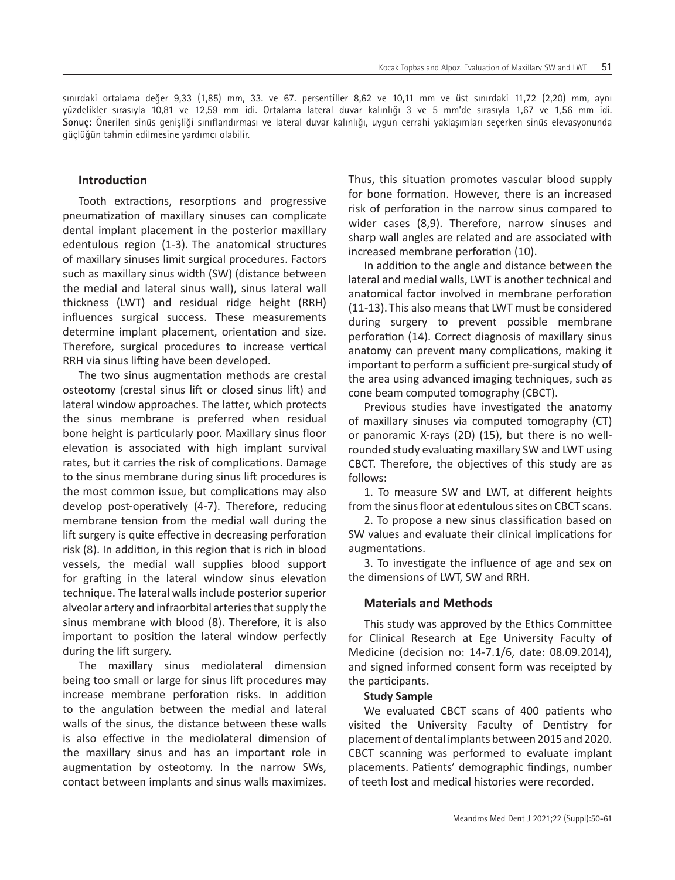sınırdaki ortalama değer 9,33 (1,85) mm, 33. ve 67. persentiller 8,62 ve 10,11 mm ve üst sınırdaki 11,72 (2,20) mm, aynı yüzdelikler sırasıyla 10,81 ve 12,59 mm idi. Ortalama lateral duvar kalınlığı 3 ve 5 mm'de sırasıyla 1,67 ve 1,56 mm idi. **Sonuç:** Önerilen sinüs genişliği sınıflandırması ve lateral duvar kalınlığı, uygun cerrahi yaklaşımları seçerken sinüs elevasyonunda güçlüğün tahmin edilmesine yardımcı olabilir.

## Introduction

Tooth extractions, resorptions and progressive pneumatization of maxillary sinuses can complicate dental implant placement in the posterior maxillary edentulous region (1-3). The anatomical structures of maxillary sinuses limit surgical procedures. Factors such as maxillary sinus width (SW) (distance between the medial and lateral sinus wall), sinus lateral wall thickness (LWT) and residual ridge height (RRH) influences surgical success. These measurements determine implant placement, orientation and size. Therefore, surgical procedures to increase vertical RRH via sinus lifting have been developed.

The two sinus augmentation methods are crestal osteotomy (crestal sinus lift or closed sinus lift) and lateral window approaches. The latter, which protects the sinus membrane is preferred when residual bone height is particularly poor. Maxillary sinus floor elevation is associated with high implant survival rates, but it carries the risk of complications. Damage to the sinus membrane during sinus lift procedures is the most common issue, but complications may also develop post-operatively (4-7). Therefore, reducing membrane tension from the medial wall during the lift surgery is quite effective in decreasing perforation risk (8). In addition, in this region that is rich in blood vessels, the medial wall supplies blood support for grafting in the lateral window sinus elevation technique. The lateral walls include posterior superior alveolar artery and infraorbital arteries that supply the sinus membrane with blood (8). Therefore, it is also important to position the lateral window perfectly during the lift surgery.

The maxillary sinus mediolateral dimension being too small or large for sinus lift procedures may increase membrane perforation risks. In addition to the angulation between the medial and lateral walls of the sinus, the distance between these walls is also effective in the mediolateral dimension of the maxillary sinus and has an important role in augmentation by osteotomy. In the narrow SWs, contact between implants and sinus walls maximizes. Thus, this situation promotes vascular blood supply for bone formation. However, there is an increased risk of perforation in the narrow sinus compared to wider cases (8,9). Therefore, narrow sinuses and sharp wall angles are related and are associated with increased membrane perforation (10).

In addition to the angle and distance between the lateral and medial walls, LWT is another technical and anatomical factor involved in membrane perforation (11-13). This also means that LWT must be considered during surgery to prevent possible membrane perforation (14). Correct diagnosis of maxillary sinus anatomy can prevent many complications, making it important to perform a sufficient pre-surgical study of the area using advanced imaging techniques, such as cone beam computed tomography (CBCT).

Previous studies have investigated the anatomy of maxillary sinuses via computed tomography (CT) or panoramic X-rays (2D) (15), but there is no well-rounded study evaluating maxillary SW and LWT using CBCT. Therefore, the objectives of this study are as follows:

1. To measure SW and LWT, at different heights from the sinus floor at edentulous sites on CBCT scans.
2. To propose a new sinus classification based on SW values and evaluate their clinical implications for augmentations.
3. To investigate the influence of age and sex on the dimensions of LWT, SW and RRH.

## Materials and Methods

This study was approved by the Ethics Committee for Clinical Research at Ege University Faculty of Medicine (decision no: 14-7.1/6, date: 08.09.2014), and signed informed consent form was receipted by the participants.

### Study Sample

We evaluated CBCT scans of 400 patients who visited the University Faculty of Dentistry for placement of dental implants between 2015 and 2020. CBCT scanning was performed to evaluate implant placements. Patients' demographic findings, number of teeth lost and medical histories were recorded.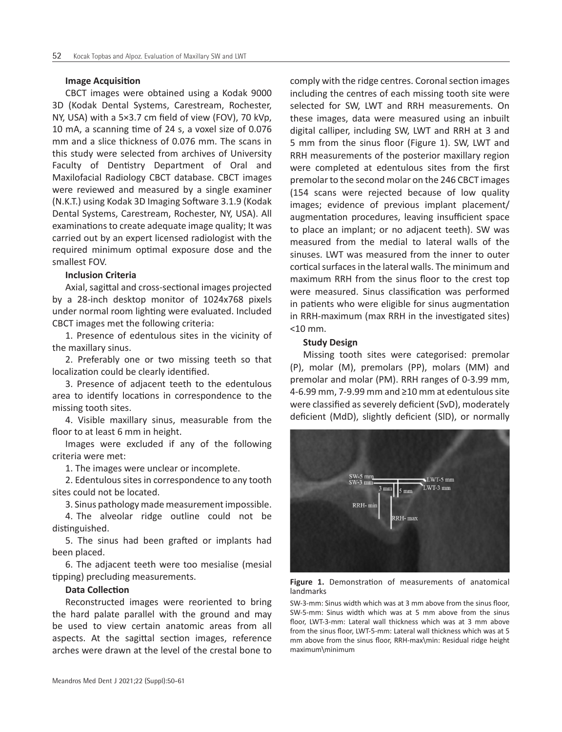### Image Acquisition

CBCT images were obtained using a Kodak 9000 3D (Kodak Dental Systems, Carestream, Rochester, NY, USA) with a 5×3.7 cm field of view (FOV), 70 kVp, 10 mA, a scanning time of 24 s, a voxel size of 0.076 mm and a slice thickness of 0.076 mm. The scans in this study were selected from archives of University Faculty of Dentistry Department of Oral and Maxilofacial Radiology CBCT database. CBCT images were reviewed and measured by a single examiner (N.K.T.) using Kodak 3D Imaging Software 3.1.9 (Kodak Dental Systems, Carestream, Rochester, NY, USA). All examinations to create adequate image quality; It was carried out by an expert licensed radiologist with the required minimum optimal exposure dose and the smallest FOV.

### Inclusion Criteria

Axial, sagittal and cross-sectional images projected by a 28-inch desktop monitor of 1024x768 pixels under normal room lighting were evaluated. Included CBCT images met the following criteria:

1. Presence of edentulous sites in the vicinity of the maxillary sinus.
2. Preferably one or two missing teeth so that localization could be clearly identified.
3. Presence of adjacent teeth to the edentulous area to identify locations in correspondence to the missing tooth sites.
4. Visible maxillary sinus, measurable from the floor to at least 6 mm in height.

Images were excluded if any of the following criteria were met:

1. The images were unclear or incomplete.
2. Edentulous sites in correspondence to any tooth sites could not be located.
3. Sinus pathology made measurement impossible.
4. The alveolar ridge outline could not be distinguished.
5. The sinus had been grafted or implants had been placed.
6. The adjacent teeth were too mesialise (mesial tipping) precluding measurements.

### Data Collection

Reconstructed images were reoriented to bring the hard palate parallel with the ground and may be used to view certain anatomic areas from all aspects. At the sagittal section images, reference arches were drawn at the level of the crestal bone to comply with the ridge centres. Coronal section images including the centres of each missing tooth site were selected for SW, LWT and RRH measurements. On these images, data were measured using an inbuilt digital calliper, including SW, LWT and RRH at 3 and 5 mm from the sinus floor (Figure 1). SW, LWT and RRH measurements of the posterior maxillary region were completed at edentulous sites from the first premolar to the second molar on the 246 CBCT images (154 scans were rejected because of low quality images; evidence of previous implant placement/augmentation procedures, leaving insufficient space to place an implant; or no adjacent teeth). SW was measured from the medial to lateral walls of the sinuses. LWT was measured from the inner to outer cortical surfaces in the lateral walls. The minimum and maximum RRH from the sinus floor to the crest top were measured. Sinus classification was performed in patients who were eligible for sinus augmentation in RRH-maximum (max RRH in the investigated sites) <10 mm.

### Study Design

Missing tooth sites were categorised: premolar (P), molar (M), premolars (PP), molars (MM) and premolar and molar (PM). RRH ranges of 0-3.99 mm, 4-6.99 mm, 7-9.99 mm and ≥10 mm at edentulous site were classified as severely deficient (SvD), moderately deficient (MdD), slightly deficient (SlD), or normally

**Figure 1.** Demonstration of measurements of anatomical landmarks

SW-3-mm: Sinus width which was at 3 mm above from the sinus floor, SW-5-mm: Sinus width which was at 5 mm above from the sinus floor, LWT-3-mm: Lateral wall thickness which was at 3 mm above from the sinus floor, LWT-5-mm: Lateral wall thickness which was at 5 mm above from the sinus floor, RRH-max\min: Residual ridge height maximum\minimum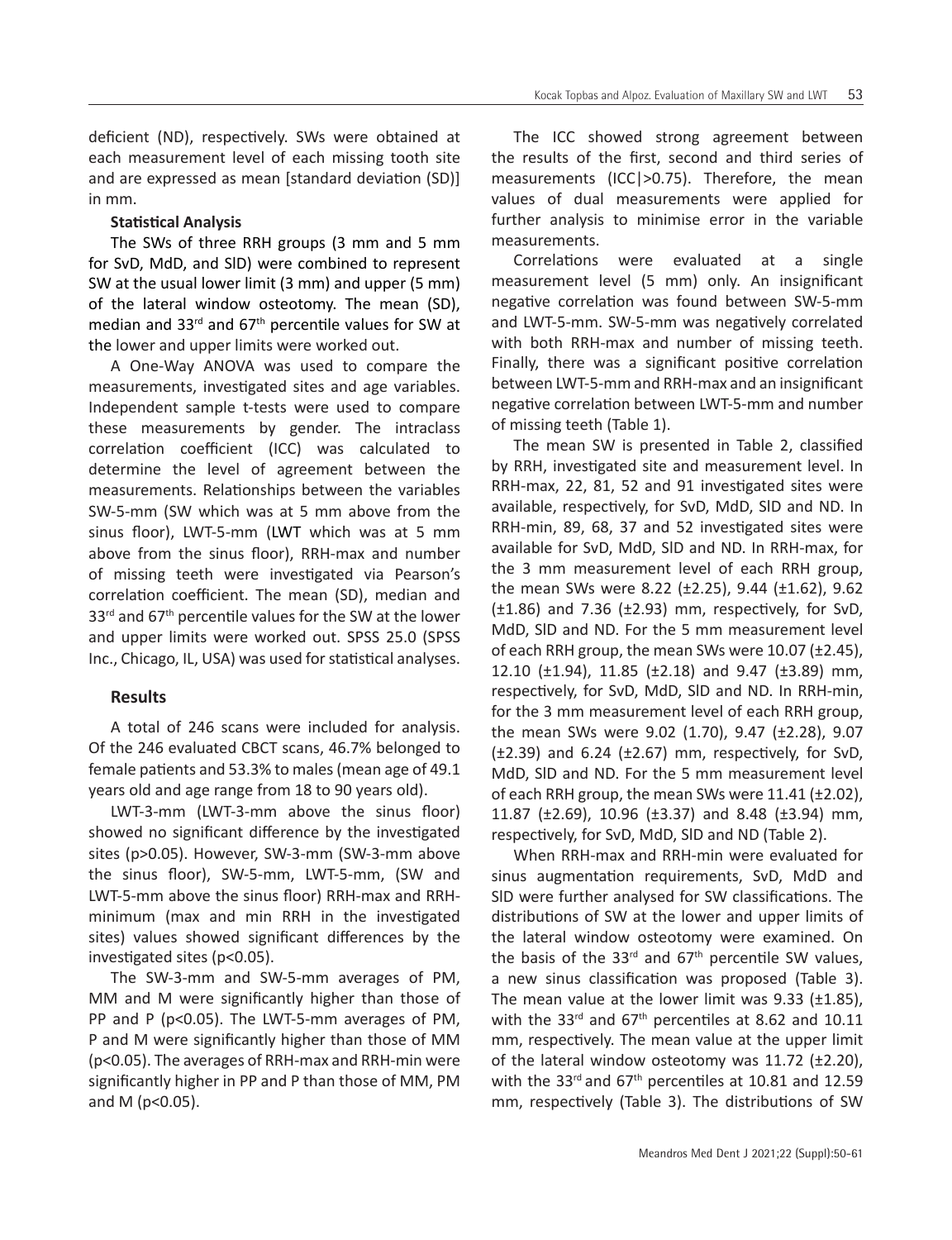deficient (ND), respectively. SWs were obtained at each measurement level of each missing tooth site and are expressed as mean [standard deviation (SD)] in mm.

**Statistical Analysis**

The SWs of three RRH groups (3 mm and 5 mm for SvD, MdD, and SlD) were combined to represent SW at the usual lower limit (3 mm) and upper (5 mm) of the lateral window osteotomy. The mean (SD), median and 33rd and 67th percentile values for SW at the lower and upper limits were worked out.

A One-Way ANOVA was used to compare the measurements, investigated sites and age variables. Independent sample t-tests were used to compare these measurements by gender. The intraclass correlation coefficient (ICC) was calculated to determine the level of agreement between the measurements. Relationships between the variables SW-5-mm (SW which was at 5 mm above from the sinus floor), LWT-5-mm (LWT which was at 5 mm above from the sinus floor), RRH-max and number of missing teeth were investigated via Pearson's correlation coefficient. The mean (SD), median and 33rd and 67th percentile values for the SW at the lower and upper limits were worked out. SPSS 25.0 (SPSS Inc., Chicago, IL, USA) was used for statistical analyses.

## Results

A total of 246 scans were included for analysis. Of the 246 evaluated CBCT scans, 46.7% belonged to female patients and 53.3% to males (mean age of 49.1 years old and age range from 18 to 90 years old).

LWT-3-mm (LWT-3-mm above the sinus floor) showed no significant difference by the investigated sites ($p>0.05$). However, SW-3-mm (SW-3-mm above the sinus floor), SW-5-mm, LWT-5-mm, (SW and LWT-5-mm above the sinus floor) RRH-max and RRH-minimum (max and min RRH in the investigated sites) values showed significant differences by the investigated sites ($p<0.05$).

The SW-3-mm and SW-5-mm averages of PM, MM and M were significantly higher than those of PP and P ($p<0.05$). The LWT-5-mm averages of PM, P and M were significantly higher than those of MM ($p<0.05$). The averages of RRH-max and RRH-min were significantly higher in PP and P than those of MM, PM and M ($p<0.05$).

The ICC showed strong agreement between the results of the first, second and third series of measurements (ICC|>0.75). Therefore, the mean values of dual measurements were applied for further analysis to minimise error in the variable measurements.

Correlations were evaluated at a single measurement level (5 mm) only. An insignificant negative correlation was found between SW-5-mm and LWT-5-mm. SW-5-mm was negatively correlated with both RRH-max and number of missing teeth. Finally, there was a significant positive correlation between LWT-5-mm and RRH-max and an insignificant negative correlation between LWT-5-mm and number of missing teeth (Table 1).

The mean SW is presented in Table 2, classified by RRH, investigated site and measurement level. In RRH-max, 22, 81, 52 and 91 investigated sites were available, respectively, for SvD, MdD, SlD and ND. In RRH-min, 89, 68, 37 and 52 investigated sites were available for SvD, MdD, SlD and ND. In RRH-max, for the 3 mm measurement level of each RRH group, the mean SWs were 8.22 (±2.25), 9.44 (±1.62), 9.62 (±1.86) and 7.36 (±2.93) mm, respectively, for SvD, MdD, SlD and ND. For the 5 mm measurement level of each RRH group, the mean SWs were 10.07 (±2.45), 12.10 (±1.94), 11.85 (±2.18) and 9.47 (±3.89) mm, respectively, for SvD, MdD, SlD and ND. In RRH-min, for the 3 mm measurement level of each RRH group, the mean SWs were 9.02 (1.70), 9.47 (±2.28), 9.07 (±2.39) and 6.24 (±2.67) mm, respectively, for SvD, MdD, SlD and ND. For the 5 mm measurement level of each RRH group, the mean SWs were 11.41 (±2.02), 11.87 (±2.69), 10.96 (±3.37) and 8.48 (±3.94) mm, respectively, for SvD, MdD, SlD and ND (Table 2).

When RRH-max and RRH-min were evaluated for sinus augmentation requirements, SvD, MdD and SlD were further analysed for SW classifications. The distributions of SW at the lower and upper limits of the lateral window osteotomy were examined. On the basis of the 33rd and 67th percentile SW values, a new sinus classification was proposed (Table 3). The mean value at the lower limit was 9.33 (±1.85), with the 33rd and 67th percentiles at 8.62 and 10.11 mm, respectively. The mean value at the upper limit of the lateral window osteotomy was 11.72 (±2.20), with the 33rd and 67th percentiles at 10.81 and 12.59 mm, respectively (Table 3). The distributions of SW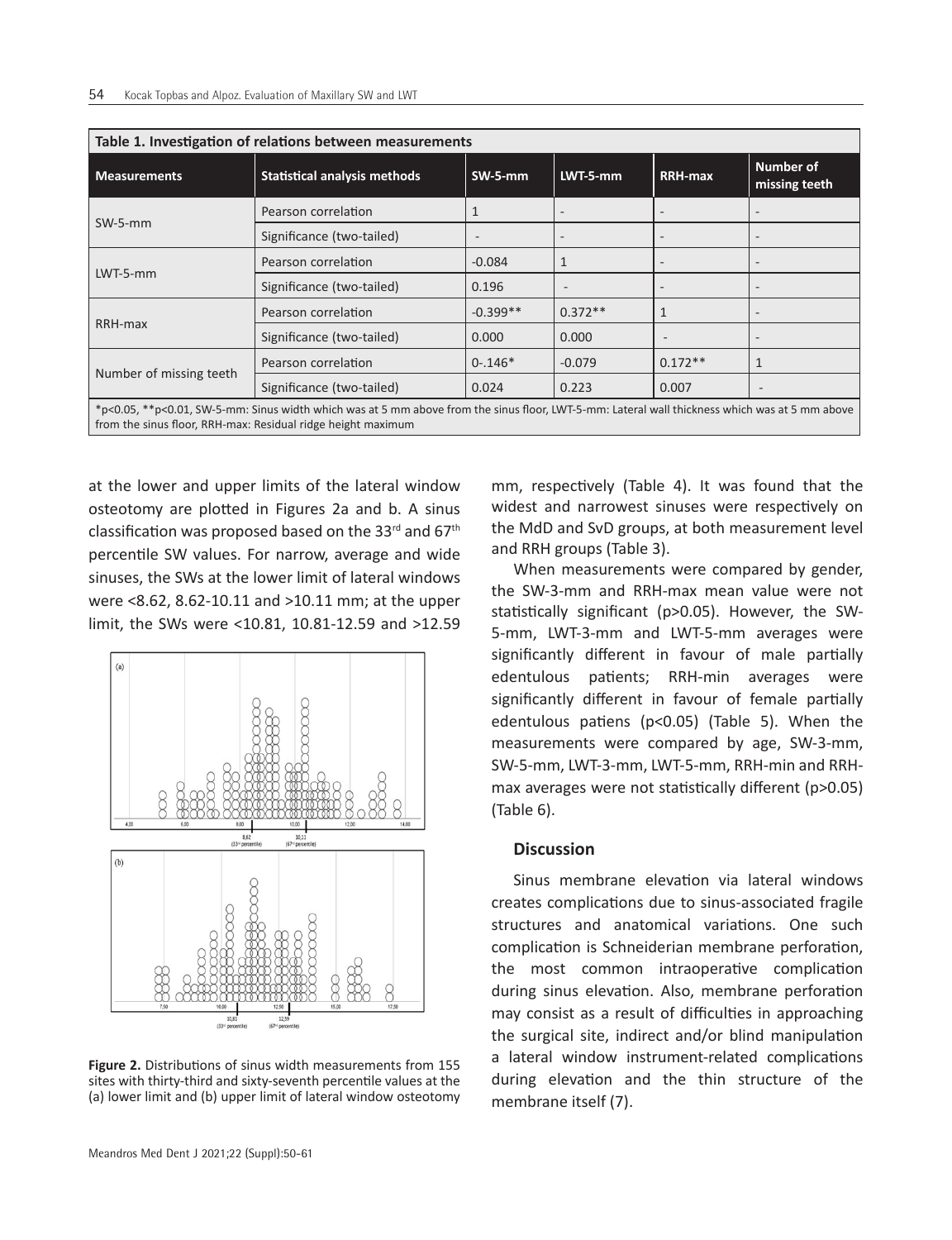**Table 1. Investigation of relations between measurements**

| Measurements | Statistical analysis methods | SW-5-mm | LWT-5-mm | RRH-max | Number of missing teeth |
|---|---|---|---|---|---|
| SW-5-mm | Pearson correlation | 1 | - | - | - |
| | Significance (two-tailed) | - | - | - | - |
| LWT-5-mm | Pearson correlation | -0.084 | 1 | - | - |
| | Significance (two-tailed) | 0.196 | - | - | - |
| RRH-max | Pearson correlation | -0.399** | 0.372** | 1 | - |
| | Significance (two-tailed) | 0.000 | 0.000 | - | - |
| Number of missing teeth | Pearson correlation | 0-.146* | -0.079 | 0.172** | 1 |
| | Significance (two-tailed) | 0.024 | 0.223 | 0.007 | - |

*p<0.05, **p<0.01, SW-5-mm: Sinus width which was at 5 mm above from the sinus floor, LWT-5-mm: Lateral wall thickness which was at 5 mm above from the sinus floor, RRH-max: Residual ridge height maximum

at the lower and upper limits of the lateral window osteotomy are plotted in Figures 2a and b. A sinus classification was proposed based on the 33rd and 67th percentile SW values. For narrow, average and wide sinuses, the SWs at the lower limit of lateral windows were <8.62, 8.62-10.11 and >10.11 mm; at the upper limit, the SWs were <10.81, 10.81-12.59 and >12.59 mm, respectively (Table 4). It was found that the widest and narrowest sinuses were respectively on the MdD and SvD groups, at both measurement level and RRH groups (Table 3).

**Figure 2.** Distributions of sinus width measurements from 155 sites with thirty-third and sixty-seventh percentile values at the (a) lower limit and (b) upper limit of lateral window osteotomy

When measurements were compared by gender, the SW-3-mm and RRH-max mean value were not statistically significant (p>0.05). However, the SW-5-mm, LWT-3-mm and LWT-5-mm averages were significantly different in favour of male partially edentulous patients; RRH-min averages were significantly different in favour of female partially edentulous patiens (p<0.05) (Table 5). When the measurements were compared by age, SW-3-mm, SW-5-mm, LWT-3-mm, LWT-5-mm, RRH-min and RRH-max averages were not statistically different (p>0.05) (Table 6).

## Discussion

Sinus membrane elevation via lateral windows creates complications due to sinus-associated fragile structures and anatomical variations. One such complication is Schneiderian membrane perforation, the most common intraoperative complication during sinus elevation. Also, membrane perforation may consist as a result of difficulties in approaching the surgical site, indirect and/or blind manipulation a lateral window instrument-related complications during elevation and the thin structure of the membrane itself (7).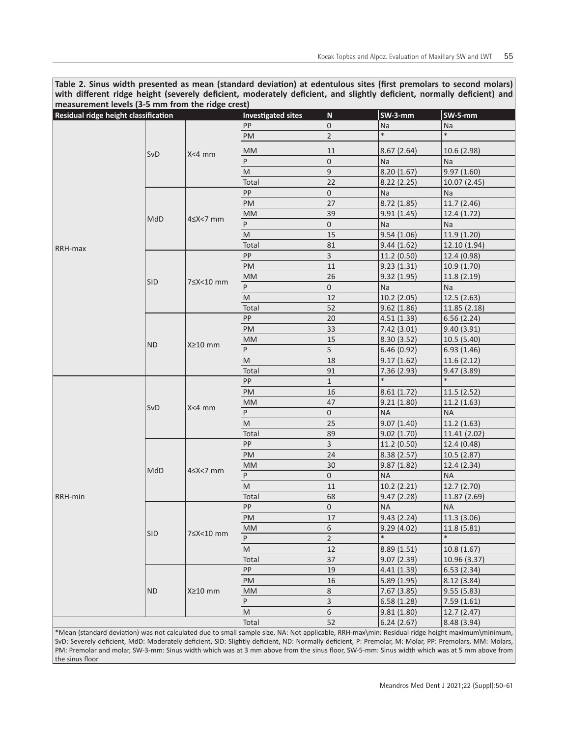**Table 2. Sinus width presented as mean (standard deviation) at edentulous sites (first premolars to second molars) with different ridge height (severely deficient, moderately deficient, and slightly deficient, normally deficient) and measurement levels (3-5 mm from the ridge crest)**

| Residual ridge height classification | | | Investigated sites | N | SW-3-mm | SW-5-mm |
|---|---|---|---|---|---|---|
| RRH-max | SvD | X<4 mm | PP | 0 | Na | Na |
| | | | PM | 2 | * | * |
| | | | MM | 11 | 8.67 (2.64) | 10.6 (2.98) |
| | | | P | 0 | Na | Na |
| | | | M | 9 | 8.20 (1.67) | 9.97 (1.60) |
| | | | Total | 22 | 8.22 (2.25) | 10.07 (2.45) |
| | MdD | 4≤X<7 mm | PP | 0 | Na | Na |
| | | | PM | 27 | 8.72 (1.85) | 11.7 (2.46) |
| | | | MM | 39 | 9.91 (1.45) | 12.4 (1.72) |
| | | | P | 0 | Na | Na |
| | | | M | 15 | 9.54 (1.06) | 11.9 (1.20) |
| | | | Total | 81 | 9.44 (1.62) | 12.10 (1.94) |
| | SlD | 7≤X<10 mm | PP | 3 | 11.2 (0.50) | 12.4 (0.98) |
| | | | PM | 11 | 9.23 (1.31) | 10.9 (1.70) |
| | | | MM | 26 | 9.32 (1.95) | 11.8 (2.19) |
| | | | P | 0 | Na | Na |
| | | | M | 12 | 10.2 (2.05) | 12.5 (2.63) |
| | | | Total | 52 | 9.62 (1.86) | 11.85 (2.18) |
| | ND | X≥10 mm | PP | 20 | 4.51 (1.39) | 6.56 (2.24) |
| | | | PM | 33 | 7.42 (3.01) | 9.40 (3.91) |
| | | | MM | 15 | 8.30 (3.52) | 10.5 (5.40) |
| | | | P | 5 | 6.46 (0.92) | 6.93 (1.46) |
| | | | M | 18 | 9.17 (1.62) | 11.6 (2.12) |
| | | | Total | 91 | 7.36 (2.93) | 9.47 (3.89) |
| RRH-min | SvD | X<4 mm | PP | 1 | * | * |
| | | | PM | 16 | 8.61 (1.72) | 11.5 (2.52) |
| | | | MM | 47 | 9.21 (1.80) | 11.2 (1.63) |
| | | | P | 0 | NA | NA |
| | | | M | 25 | 9.07 (1.40) | 11.2 (1.63) |
| | | | Total | 89 | 9.02 (1.70) | 11.41 (2.02) |
| | MdD | 4≤X<7 mm | PP | 3 | 11.2 (0.50) | 12.4 (0.48) |
| | | | PM | 24 | 8.38 (2.57) | 10.5 (2.87) |
| | | | MM | 30 | 9.87 (1.82) | 12.4 (2.34) |
| | | | P | 0 | NA | NA |
| | | | M | 11 | 10.2 (2.21) | 12.7 (2.70) |
| | | | Total | 68 | 9.47 (2.28) | 11.87 (2.69) |
| | SlD | 7≤X<10 mm | PP | 0 | NA | NA |
| | | | PM | 17 | 9.43 (2.24) | 11.3 (3.06) |
| | | | MM | 6 | 9.29 (4.02) | 11.8 (5.81) |
| | | | P | 2 | * | * |
| | | | M | 12 | 8.89 (1.51) | 10.8 (1.67) |
| | | | Total | 37 | 9.07 (2.39) | 10.96 (3.37) |
| | ND | X≥10 mm | PP | 19 | 4.41 (1.39) | 6.53 (2.34) |
| | | | PM | 16 | 5.89 (1.95) | 8.12 (3.84) |
| | | | MM | 8 | 7.67 (3.85) | 9.55 (5.83) |
| | | | P | 3 | 6.58 (1.28) | 7.59 (1.61) |
| | | | M | 6 | 9.81 (1.80) | 12.7 (2.47) |
| | | | Total | 52 | 6.24 (2.67) | 8.48 (3.94) |

*Mean (standard deviation) was not calculated due to small sample size. NA: Not applicable, RRH-max\min: Residual ridge height maximum\minimum, SvD: Severely deficient, MdD: Moderately deficient, SlD: Slightly deficient, ND: Normally deficient, P: Premolar, M: Molar, PP: Premolars, MM: Molars, PM: Premolar and molar, SW-3-mm: Sinus width which was at 3 mm above from the sinus floor, SW-5-mm: Sinus width which was at 5 mm above from the sinus floor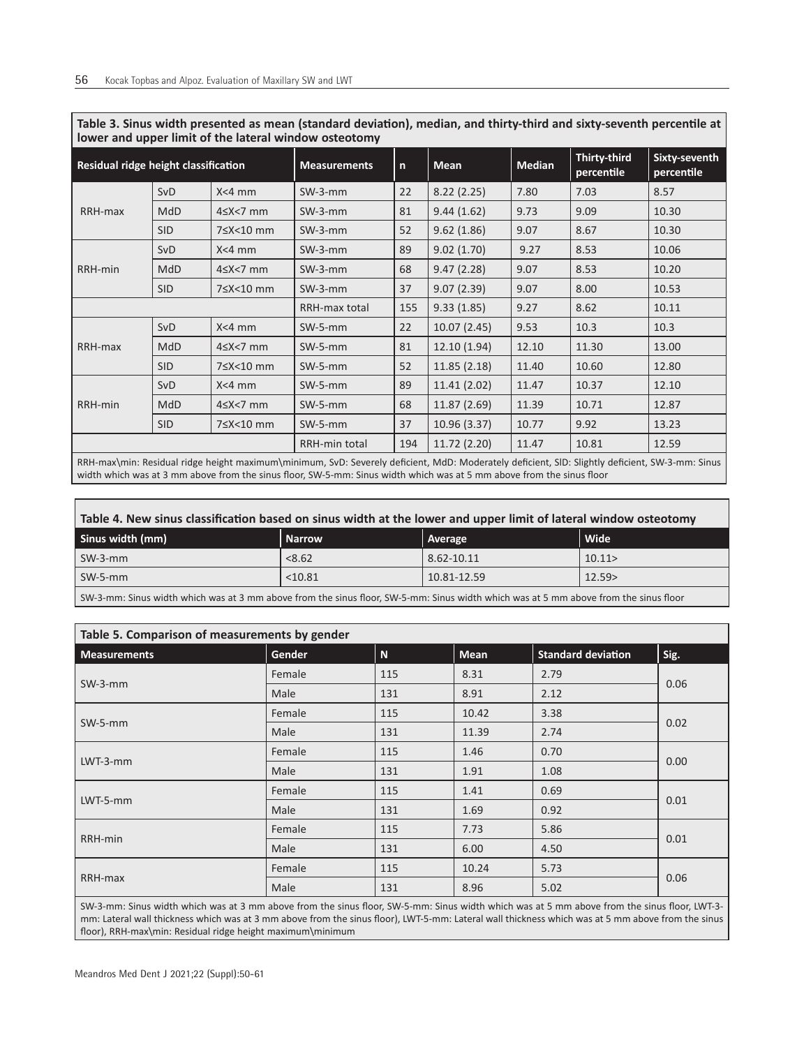**Table 3. Sinus width presented as mean (standard deviation), median, and thirty-third and sixty-seventh percentile at lower and upper limit of the lateral window osteotomy**

| Residual ridge height classification | | | Measurements | n | Mean | Median | Thirty-third percentile | Sixty-seventh percentile |
|---|---|---|---|---|---|---|---|---|
| RRH-max | SvD | X<4 mm | SW-3-mm | 22 | 8.22 (2.25) | 7.80 | 7.03 | 8.57 |
| | MdD | 4≤X<7 mm | SW-3-mm | 81 | 9.44 (1.62) | 9.73 | 9.09 | 10.30 |
| | SlD | 7≤X<10 mm | SW-3-mm | 52 | 9.62 (1.86) | 9.07 | 8.67 | 10.30 |
| RRH-min | SvD | X<4 mm | SW-3-mm | 89 | 9.02 (1.70) | 9.27 | 8.53 | 10.06 |
| | MdD | 4≤X<7 mm | SW-3-mm | 68 | 9.47 (2.28) | 9.07 | 8.53 | 10.20 |
| | SlD | 7≤X<10 mm | SW-3-mm | 37 | 9.07 (2.39) | 9.07 | 8.00 | 10.53 |
| | | | RRH-max total | 155 | 9.33 (1.85) | 9.27 | 8.62 | 10.11 |
| RRH-max | SvD | X<4 mm | SW-5-mm | 22 | 10.07 (2.45) | 9.53 | 10.3 | 10.3 |
| | MdD | 4≤X<7 mm | SW-5-mm | 81 | 12.10 (1.94) | 12.10 | 11.30 | 13.00 |
| | SlD | 7≤X<10 mm | SW-5-mm | 52 | 11.85 (2.18) | 11.40 | 10.60 | 12.80 |
| RRH-min | SvD | X<4 mm | SW-5-mm | 89 | 11.41 (2.02) | 11.47 | 10.37 | 12.10 |
| | MdD | 4≤X<7 mm | SW-5-mm | 68 | 11.87 (2.69) | 11.39 | 10.71 | 12.87 |
| | SlD | 7≤X<10 mm | SW-5-mm | 37 | 10.96 (3.37) | 10.77 | 9.92 | 13.23 |
| | | | RRH-min total | 194 | 11.72 (2.20) | 11.47 | 10.81 | 12.59 |

RRH-max\min: Residual ridge height maximum\minimum, SvD: Severely deficient, MdD: Moderately deficient, SlD: Slightly deficient, SW-3-mm: Sinus width which was at 3 mm above from the sinus floor, SW-5-mm: Sinus width which was at 5 mm above from the sinus floor

**Table 4. New sinus classification based on sinus width at the lower and upper limit of lateral window osteotomy**

| Sinus width (mm) | Narrow | Average | Wide |
|---|---|---|---|
| SW-3-mm | <8.62 | 8.62-10.11 | 10.11> |
| SW-5-mm | <10.81 | 10.81-12.59 | 12.59> |

SW-3-mm: Sinus width which was at 3 mm above from the sinus floor, SW-5-mm: Sinus width which was at 5 mm above from the sinus floor

**Table 5. Comparison of measurements by gender**

| Measurements | Gender | N | Mean | Standard deviation | Sig. |
|---|---|---|---|---|---|
| SW-3-mm | Female | 115 | 8.31 | 2.79 | 0.06 |
| | Male | 131 | 8.91 | 2.12 | |
| SW-5-mm | Female | 115 | 10.42 | 3.38 | 0.02 |
| | Male | 131 | 11.39 | 2.74 | |
| LWT-3-mm | Female | 115 | 1.46 | 0.70 | 0.00 |
| | Male | 131 | 1.91 | 1.08 | |
| LWT-5-mm | Female | 115 | 1.41 | 0.69 | 0.01 |
| | Male | 131 | 1.69 | 0.92 | |
| RRH-min | Female | 115 | 7.73 | 5.86 | 0.01 |
| | Male | 131 | 6.00 | 4.50 | |
| RRH-max | Female | 115 | 10.24 | 5.73 | 0.06 |
| | Male | 131 | 8.96 | 5.02 | |

SW-3-mm: Sinus width which was at 3 mm above from the sinus floor, SW-5-mm: Sinus width which was at 5 mm above from the sinus floor, LWT-3-mm: Lateral wall thickness which was at 3 mm above from the sinus floor), LWT-5-mm: Lateral wall thickness which was at 5 mm above from the sinus floor), RRH-max\min: Residual ridge height maximum\minimum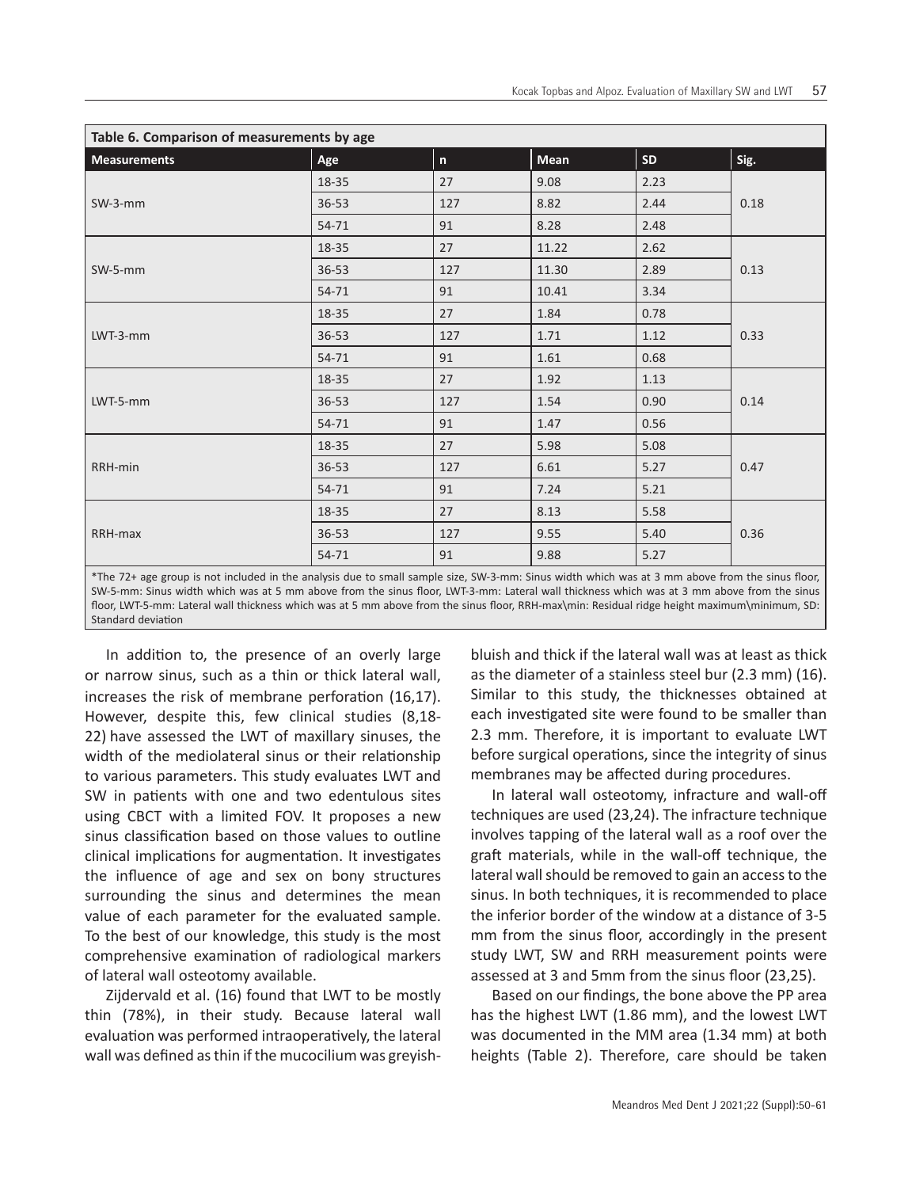**Table 6. Comparison of measurements by age**

| Measurements | Age | n | Mean | SD | Sig. |
|---|---|---|---|---|---|
| SW-3-mm | 18-35 | 27 | 9.08 | 2.23 | 0.18 |
| | 36-53 | 127 | 8.82 | 2.44 | |
| | 54-71 | 91 | 8.28 | 2.48 | |
| SW-5-mm | 18-35 | 27 | 11.22 | 2.62 | 0.13 |
| | 36-53 | 127 | 11.30 | 2.89 | |
| | 54-71 | 91 | 10.41 | 3.34 | |
| LWT-3-mm | 18-35 | 27 | 1.84 | 0.78 | 0.33 |
| | 36-53 | 127 | 1.71 | 1.12 | |
| | 54-71 | 91 | 1.61 | 0.68 | |
| LWT-5-mm | 18-35 | 27 | 1.92 | 1.13 | 0.14 |
| | 36-53 | 127 | 1.54 | 0.90 | |
| | 54-71 | 91 | 1.47 | 0.56 | |
| RRH-min | 18-35 | 27 | 5.98 | 5.08 | 0.47 |
| | 36-53 | 127 | 6.61 | 5.27 | |
| | 54-71 | 91 | 7.24 | 5.21 | |
| RRH-max | 18-35 | 27 | 8.13 | 5.58 | 0.36 |
| | 36-53 | 127 | 9.55 | 5.40 | |
| | 54-71 | 91 | 9.88 | 5.27 | |

*The 72+ age group is not included in the analysis due to small sample size, SW-3-mm: Sinus width which was at 3 mm above from the sinus floor, SW-5-mm: Sinus width which was at 5 mm above from the sinus floor, LWT-3-mm: Lateral wall thickness which was at 3 mm above from the sinus floor, LWT-5-mm: Lateral wall thickness which was at 5 mm above from the sinus floor, RRH-max\min: Residual ridge height maximum\minimum, SD: Standard deviation

In addition to, the presence of an overly large or narrow sinus, such as a thin or thick lateral wall, increases the risk of membrane perforation (16,17). However, despite this, few clinical studies (8,18-22) have assessed the LWT of maxillary sinuses, the width of the mediolateral sinus or their relationship to various parameters. This study evaluates LWT and SW in patients with one and two edentulous sites using CBCT with a limited FOV. It proposes a new sinus classification based on those values to outline clinical implications for augmentation. It investigates the influence of age and sex on bony structures surrounding the sinus and determines the mean value of each parameter for the evaluated sample. To the best of our knowledge, this study is the most comprehensive examination of radiological markers of lateral wall osteotomy available.

Zijdervald et al. (16) found that LWT to be mostly thin (78%), in their study. Because lateral wall evaluation was performed intraoperatively, the lateral wall was defined as thin if the mucocilium was greyish-bluish and thick if the lateral wall was at least as thick as the diameter of a stainless steel bur (2.3 mm) (16). Similar to this study, the thicknesses obtained at each investigated site were found to be smaller than 2.3 mm. Therefore, it is important to evaluate LWT before surgical operations, since the integrity of sinus membranes may be affected during procedures.

In lateral wall osteotomy, infracture and wall-off techniques are used (23,24). The infracture technique involves tapping of the lateral wall as a roof over the graft materials, while in the wall-off technique, the lateral wall should be removed to gain an access to the sinus. In both techniques, it is recommended to place the inferior border of the window at a distance of 3-5 mm from the sinus floor, accordingly in the present study LWT, SW and RRH measurement points were assessed at 3 and 5mm from the sinus floor (23,25).

Based on our findings, the bone above the PP area has the highest LWT (1.86 mm), and the lowest LWT was documented in the MM area (1.34 mm) at both heights (Table 2). Therefore, care should be taken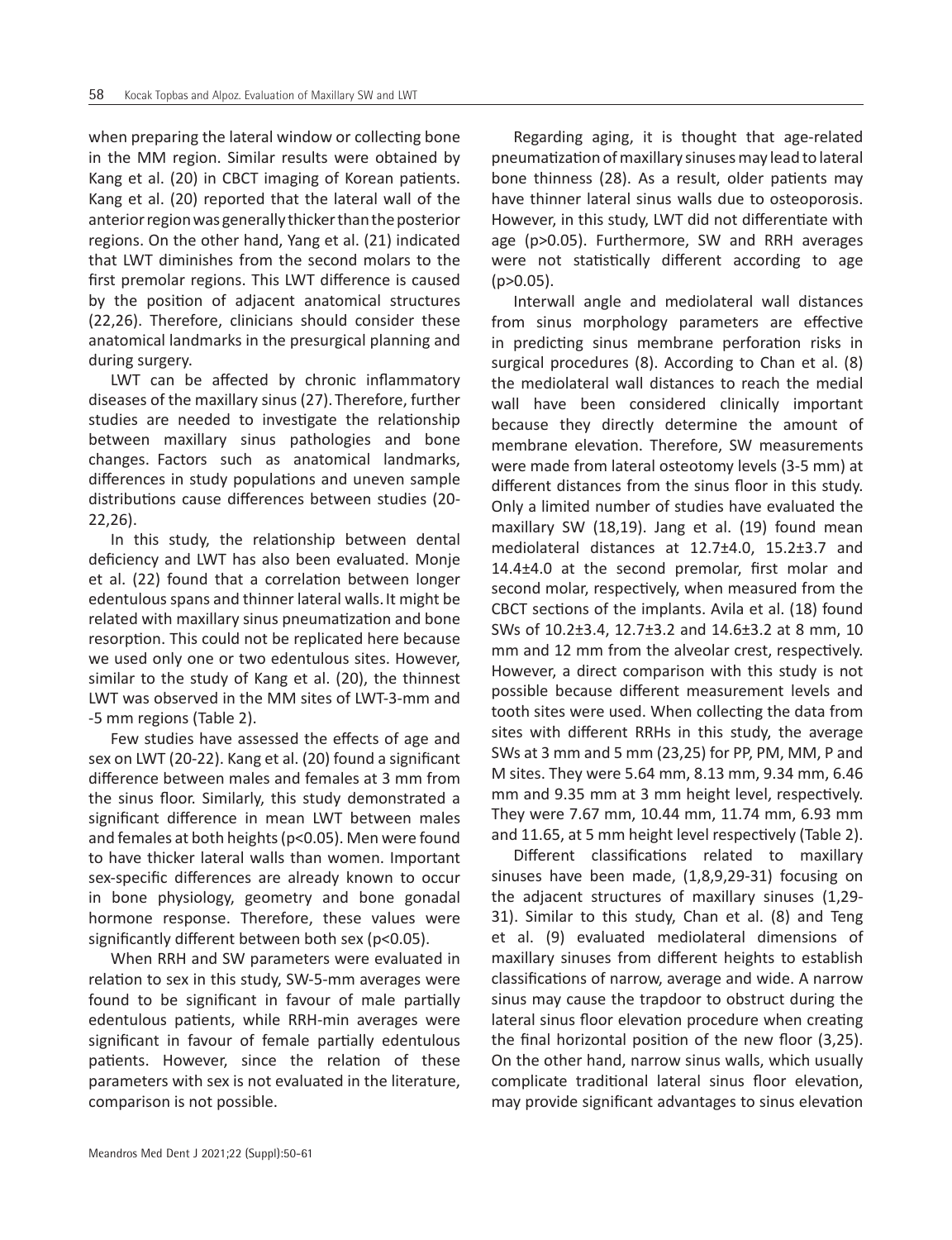when preparing the lateral window or collecting bone in the MM region. Similar results were obtained by Kang et al. (20) in CBCT imaging of Korean patients. Kang et al. (20) reported that the lateral wall of the anterior region was generally thicker than the posterior regions. On the other hand, Yang et al. (21) indicated that LWT diminishes from the second molars to the first premolar regions. This LWT difference is caused by the position of adjacent anatomical structures (22,26). Therefore, clinicians should consider these anatomical landmarks in the presurgical planning and during surgery.

LWT can be affected by chronic inflammatory diseases of the maxillary sinus (27). Therefore, further studies are needed to investigate the relationship between maxillary sinus pathologies and bone changes. Factors such as anatomical landmarks, differences in study populations and uneven sample distributions cause differences between studies (20-22,26).

In this study, the relationship between dental deficiency and LWT has also been evaluated. Monje et al. (22) found that a correlation between longer edentulous spans and thinner lateral walls. It might be related with maxillary sinus pneumatization and bone resorption. This could not be replicated here because we used only one or two edentulous sites. However, similar to the study of Kang et al. (20), the thinnest LWT was observed in the MM sites of LWT-3-mm and -5 mm regions (Table 2).

Few studies have assessed the effects of age and sex on LWT (20-22). Kang et al. (20) found a significant difference between males and females at 3 mm from the sinus floor. Similarly, this study demonstrated a significant difference in mean LWT between males and females at both heights ($p<0.05$). Men were found to have thicker lateral walls than women. Important sex-specific differences are already known to occur in bone physiology, geometry and bone gonadal hormone response. Therefore, these values were significantly different between both sex ($p<0.05$).

When RRH and SW parameters were evaluated in relation to sex in this study, SW-5-mm averages were found to be significant in favour of male partially edentulous patients, while RRH-min averages were significant in favour of female partially edentulous patients. However, since the relation of these parameters with sex is not evaluated in the literature, comparison is not possible.

Regarding aging, it is thought that age-related pneumatization of maxillary sinuses may lead to lateral bone thinness (28). As a result, older patients may have thinner lateral sinus walls due to osteoporosis. However, in this study, LWT did not differentiate with age ($p>0.05$). Furthermore, SW and RRH averages were not statistically different according to age ($p>0.05$).

Interwall angle and mediolateral wall distances from sinus morphology parameters are effective in predicting sinus membrane perforation risks in surgical procedures (8). According to Chan et al. (8) the mediolateral wall distances to reach the medial wall have been considered clinically important because they directly determine the amount of membrane elevation. Therefore, SW measurements were made from lateral osteotomy levels (3-5 mm) at different distances from the sinus floor in this study. Only a limited number of studies have evaluated the maxillary SW (18,19). Jang et al. (19) found mean mediolateral distances at 12.7±4.0, 15.2±3.7 and 14.4±4.0 at the second premolar, first molar and second molar, respectively, when measured from the CBCT sections of the implants. Avila et al. (18) found SWs of 10.2±3.4, 12.7±3.2 and 14.6±3.2 at 8 mm, 10 mm and 12 mm from the alveolar crest, respectively. However, a direct comparison with this study is not possible because different measurement levels and tooth sites were used. When collecting the data from sites with different RRHs in this study, the average SWs at 3 mm and 5 mm (23,25) for PP, PM, MM, P and M sites. They were 5.64 mm, 8.13 mm, 9.34 mm, 6.46 mm and 9.35 mm at 3 mm height level, respectively. They were 7.67 mm, 10.44 mm, 11.74 mm, 6.93 mm and 11.65, at 5 mm height level respectively (Table 2).

Different classifications related to maxillary sinuses have been made, (1,8,9,29-31) focusing on the adjacent structures of maxillary sinuses (1,29-31). Similar to this study, Chan et al. (8) and Teng et al. (9) evaluated mediolateral dimensions of maxillary sinuses from different heights to establish classifications of narrow, average and wide. A narrow sinus may cause the trapdoor to obstruct during the lateral sinus floor elevation procedure when creating the final horizontal position of the new floor (3,25). On the other hand, narrow sinus walls, which usually complicate traditional lateral sinus floor elevation, may provide significant advantages to sinus elevation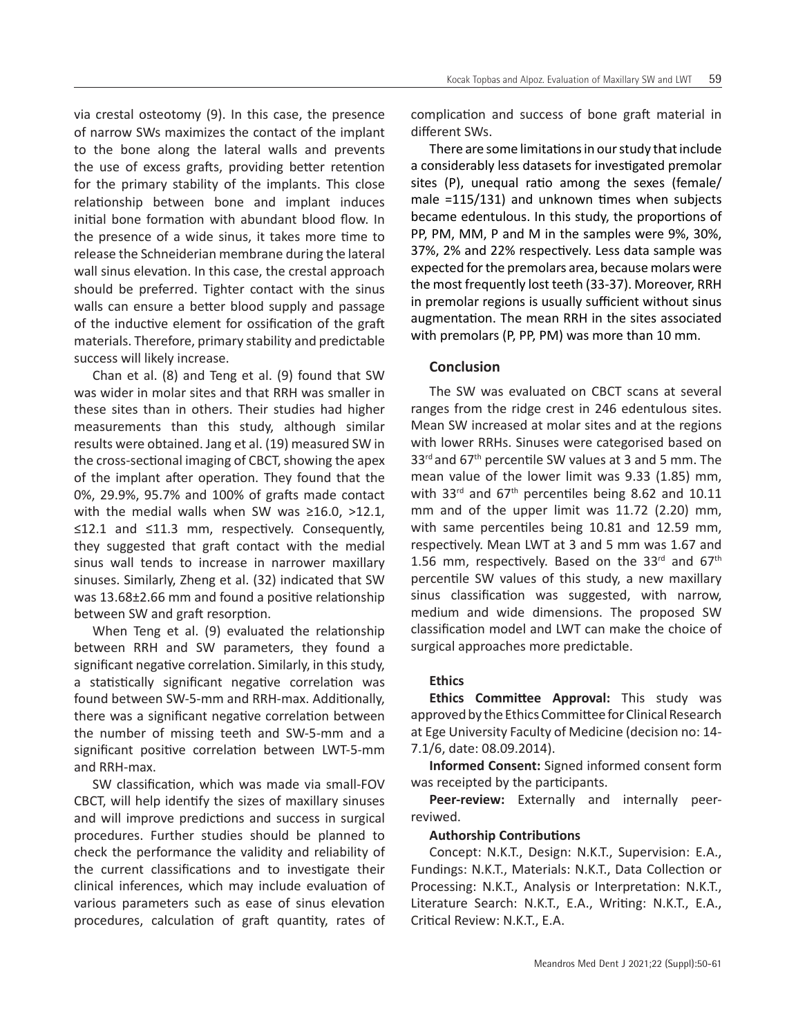via crestal osteotomy (9). In this case, the presence of narrow SWs maximizes the contact of the implant to the bone along the lateral walls and prevents the use of excess grafts, providing better retention for the primary stability of the implants. This close relationship between bone and implant induces initial bone formation with abundant blood flow. In the presence of a wide sinus, it takes more time to release the Schneiderian membrane during the lateral wall sinus elevation. In this case, the crestal approach should be preferred. Tighter contact with the sinus walls can ensure a better blood supply and passage of the inductive element for ossification of the graft materials. Therefore, primary stability and predictable success will likely increase.

Chan et al. (8) and Teng et al. (9) found that SW was wider in molar sites and that RRH was smaller in these sites than in others. Their studies had higher measurements than this study, although similar results were obtained. Jang et al. (19) measured SW in the cross-sectional imaging of CBCT, showing the apex of the implant after operation. They found that the 0%, 29.9%, 95.7% and 100% of grafts made contact with the medial walls when SW was ≥16.0, >12.1, ≤12.1 and ≤11.3 mm, respectively. Consequently, they suggested that graft contact with the medial sinus wall tends to increase in narrower maxillary sinuses. Similarly, Zheng et al. (32) indicated that SW was 13.68±2.66 mm and found a positive relationship between SW and graft resorption.

When Teng et al. (9) evaluated the relationship between RRH and SW parameters, they found a significant negative correlation. Similarly, in this study, a statistically significant negative correlation was found between SW-5-mm and RRH-max. Additionally, there was a significant negative correlation between the number of missing teeth and SW-5-mm and a significant positive correlation between LWT-5-mm and RRH-max.

SW classification, which was made via small-FOV CBCT, will help identify the sizes of maxillary sinuses and will improve predictions and success in surgical procedures. Further studies should be planned to check the performance the validity and reliability of the current classifications and to investigate their clinical inferences, which may include evaluation of various parameters such as ease of sinus elevation procedures, calculation of graft quantity, rates of complication and success of bone graft material in different SWs.

There are some limitations in our study that include a considerably less datasets for investigated premolar sites (P), unequal ratio among the sexes (female/male =115/131) and unknown times when subjects became edentulous. In this study, the proportions of PP, PM, MM, P and M in the samples were 9%, 30%, 37%, 2% and 22% respectively. Less data sample was expected for the premolars area, because molars were the most frequently lost teeth (33-37). Moreover, RRH in premolar regions is usually sufficient without sinus augmentation. The mean RRH in the sites associated with premolars (P, PP, PM) was more than 10 mm.

## Conclusion

The SW was evaluated on CBCT scans at several ranges from the ridge crest in 246 edentulous sites. Mean SW increased at molar sites and at the regions with lower RRHs. Sinuses were categorised based on 33rd and 67th percentile SW values at 3 and 5 mm. The mean value of the lower limit was 9.33 (1.85) mm, with 33rd and 67th percentiles being 8.62 and 10.11 mm and of the upper limit was 11.72 (2.20) mm, with same percentiles being 10.81 and 12.59 mm, respectively. Mean LWT at 3 and 5 mm was 1.67 and 1.56 mm, respectively. Based on the 33rd and 67th percentile SW values of this study, a new maxillary sinus classification was suggested, with narrow, medium and wide dimensions. The proposed SW classification model and LWT can make the choice of surgical approaches more predictable.

### Ethics

**Ethics Committee Approval:** This study was approved by the Ethics Committee for Clinical Research at Ege University Faculty of Medicine (decision no: 14-7.1/6, date: 08.09.2014).

**Informed Consent:** Signed informed consent form was receipted by the participants.

**Peer-review:** Externally and internally peer-reviwed.

**Authorship Contributions**

Concept: N.K.T., Design: N.K.T., Supervision: E.A., Fundings: N.K.T., Materials: N.K.T., Data Collection or Processing: N.K.T., Analysis or Interpretation: N.K.T., Literature Search: N.K.T., E.A., Writing: N.K.T., E.A., Critical Review: N.K.T., E.A.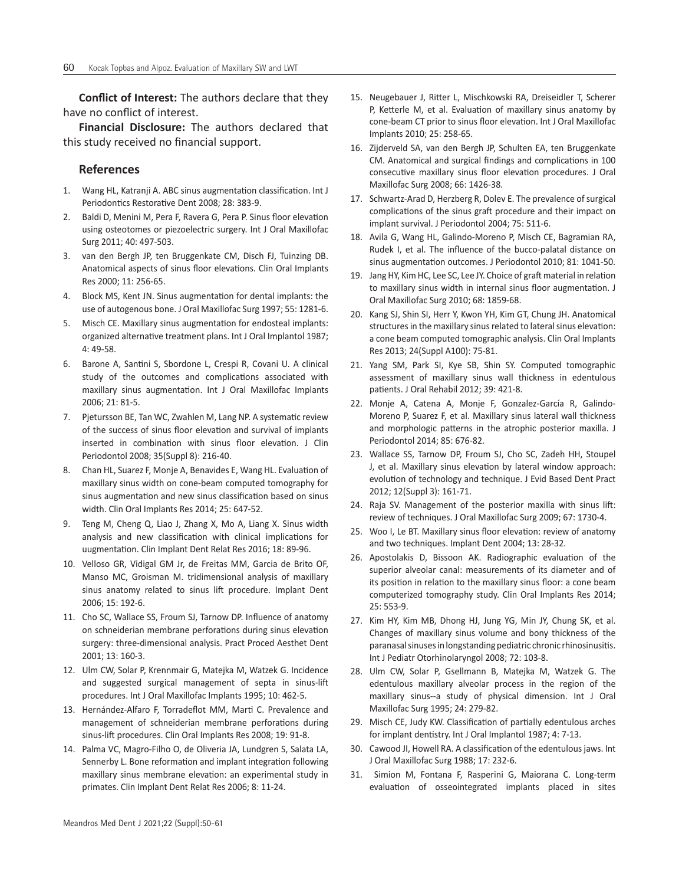**Conflict of Interest:** The authors declare that they have no conflict of interest.

**Financial Disclosure:** The authors declared that this study received no financial support.

## References

1. Wang HL, Katranji A. ABC sinus augmentation classification. Int J Periodontics Restorative Dent 2008; 28: 383-9.
2. Baldi D, Menini M, Pera F, Ravera G, Pera P. Sinus floor elevation using osteotomes or piezoelectric surgery. Int J Oral Maxillofac Surg 2011; 40: 497-503.
3. van den Bergh JP, ten Bruggenkate CM, Disch FJ, Tuinzing DB. Anatomical aspects of sinus floor elevations. Clin Oral Implants Res 2000; 11: 256-65.
4. Block MS, Kent JN. Sinus augmentation for dental implants: the use of autogenous bone. J Oral Maxillofac Surg 1997; 55: 1281-6.
5. Misch CE. Maxillary sinus augmentation for endosteal implants: organized alternative treatment plans. Int J Oral Implantol 1987; 4: 49-58.
6. Barone A, Santini S, Sbordone L, Crespi R, Covani U. A clinical study of the outcomes and complications associated with maxillary sinus augmentation. Int J Oral Maxillofac Implants 2006; 21: 81-5.
7. Pjetursson BE, Tan WC, Zwahlen M, Lang NP. A systematic review of the success of sinus floor elevation and survival of implants inserted in combination with sinus floor elevation. J Clin Periodontol 2008; 35(Suppl 8): 216-40.
8. Chan HL, Suarez F, Monje A, Benavides E, Wang HL. Evaluation of maxillary sinus width on cone-beam computed tomography for sinus augmentation and new sinus classification based on sinus width. Clin Oral Implants Res 2014; 25: 647-52.
9. Teng M, Cheng Q, Liao J, Zhang X, Mo A, Liang X. Sinus width analysis and new classification with clinical implications for uugmentation. Clin Implant Dent Relat Res 2016; 18: 89-96.
10. Velloso GR, Vidigal GM Jr, de Freitas MM, Garcia de Brito OF, Manso MC, Groisman M. tridimensional analysis of maxillary sinus anatomy related to sinus lift procedure. Implant Dent 2006; 15: 192-6.
11. Cho SC, Wallace SS, Froum SJ, Tarnow DP. Influence of anatomy on schneiderian membrane perforations during sinus elevation surgery: three-dimensional analysis. Pract Proced Aesthet Dent 2001; 13: 160-3.
12. Ulm CW, Solar P, Krennmair G, Matejka M, Watzek G. Incidence and suggested surgical management of septa in sinus-lift procedures. Int J Oral Maxillofac Implants 1995; 10: 462-5.
13. Hernández-Alfaro F, Torradeflot MM, Marti C. Prevalence and management of schneiderian membrane perforations during sinus-lift procedures. Clin Oral Implants Res 2008; 19: 91-8.
14. Palma VC, Magro-Filho O, de Oliveria JA, Lundgren S, Salata LA, Sennerby L. Bone reformation and implant integration following maxillary sinus membrane elevation: an experimental study in primates. Clin Implant Dent Relat Res 2006; 8: 11-24.
15. Neugebauer J, Ritter L, Mischkowski RA, Dreiseidler T, Scherer P, Ketterle M, et al. Evaluation of maxillary sinus anatomy by cone-beam CT prior to sinus floor elevation. Int J Oral Maxillofac Implants 2010; 25: 258-65.
16. Zijderveld SA, van den Bergh JP, Schulten EA, ten Bruggenkate CM. Anatomical and surgical findings and complications in 100 consecutive maxillary sinus floor elevation procedures. J Oral Maxillofac Surg 2008; 66: 1426-38.
17. Schwartz-Arad D, Herzberg R, Dolev E. The prevalence of surgical complications of the sinus graft procedure and their impact on implant survival. J Periodontol 2004; 75: 511-6.
18. Avila G, Wang HL, Galindo-Moreno P, Misch CE, Bagramian RA, Rudek I, et al. The influence of the bucco-palatal distance on sinus augmentation outcomes. J Periodontol 2010; 81: 1041-50.
19. Jang HY, Kim HC, Lee SC, Lee JY. Choice of graft material in relation to maxillary sinus width in internal sinus floor augmentation. J Oral Maxillofac Surg 2010; 68: 1859-68.
20. Kang SJ, Shin SI, Herr Y, Kwon YH, Kim GT, Chung JH. Anatomical structures in the maxillary sinus related to lateral sinus elevation: a cone beam computed tomographic analysis. Clin Oral Implants Res 2013; 24(Suppl A100): 75-81.
21. Yang SM, Park SI, Kye SB, Shin SY. Computed tomographic assessment of maxillary sinus wall thickness in edentulous patients. J Oral Rehabil 2012; 39: 421-8.
22. Monje A, Catena A, Monje F, Gonzalez-García R, Galindo-Moreno P, Suarez F, et al. Maxillary sinus lateral wall thickness and morphologic patterns in the atrophic posterior maxilla. J Periodontol 2014; 85: 676-82.
23. Wallace SS, Tarnow DP, Froum SJ, Cho SC, Zadeh HH, Stoupel J, et al. Maxillary sinus elevation by lateral window approach: evolution of technology and technique. J Evid Based Dent Pract 2012; 12(Suppl 3): 161-71.
24. Raja SV. Management of the posterior maxilla with sinus lift: review of techniques. J Oral Maxillofac Surg 2009; 67: 1730-4.
25. Woo I, Le BT. Maxillary sinus floor elevation: review of anatomy and two techniques. Implant Dent 2004; 13: 28-32.
26. Apostolakis D, Bissoon AK. Radiographic evaluation of the superior alveolar canal: measurements of its diameter and of its position in relation to the maxillary sinus floor: a cone beam computerized tomography study. Clin Oral Implants Res 2014; 25: 553-9.
27. Kim HY, Kim MB, Dhong HJ, Jung YG, Min JY, Chung SK, et al. Changes of maxillary sinus volume and bony thickness of the paranasal sinuses in longstanding pediatric chronic rhinosinusitis. Int J Pediatr Otorhinolaryngol 2008; 72: 103-8.
28. Ulm CW, Solar P, Gsellmann B, Matejka M, Watzek G. The edentulous maxillary alveolar process in the region of the maxillary sinus--a study of physical dimension. Int J Oral Maxillofac Surg 1995; 24: 279-82.
29. Misch CE, Judy KW. Classification of partially edentulous arches for implant dentistry. Int J Oral Implantol 1987; 4: 7-13.
30. Cawood JI, Howell RA. A classification of the edentulous jaws. Int J Oral Maxillofac Surg 1988; 17: 232-6.
31. Simion M, Fontana F, Rasperini G, Maiorana C. Long-term evaluation of osseointegrated implants placed in sites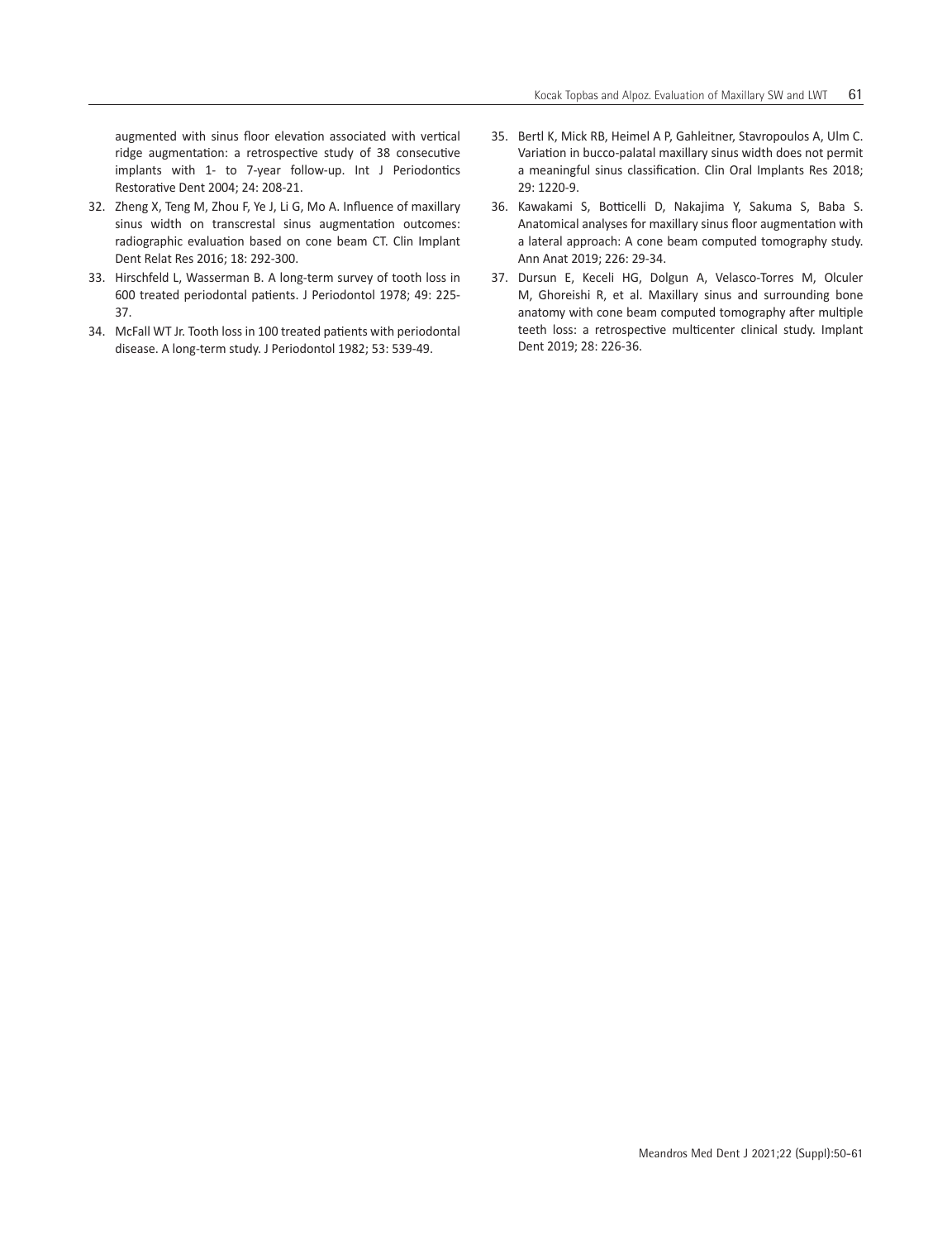augmented with sinus floor elevation associated with vertical ridge augmentation: a retrospective study of 38 consecutive implants with 1- to 7-year follow-up. Int J Periodontics Restorative Dent 2004; 24: 208-21.

32. Zheng X, Teng M, Zhou F, Ye J, Li G, Mo A. Influence of maxillary sinus width on transcrestal sinus augmentation outcomes: radiographic evaluation based on cone beam CT. Clin Implant Dent Relat Res 2016; 18: 292-300.
33. Hirschfeld L, Wasserman B. A long-term survey of tooth loss in 600 treated periodontal patients. J Periodontol 1978; 49: 225-37.
34. McFall WT Jr. Tooth loss in 100 treated patients with periodontal disease. A long-term study. J Periodontol 1982; 53: 539-49.
35. Bertl K, Mick RB, Heimel A P, Gahleitner, Stavropoulos A, Ulm C. Variation in bucco-palatal maxillary sinus width does not permit a meaningful sinus classification. Clin Oral Implants Res 2018; 29: 1220-9.
36. Kawakami S, Botticelli D, Nakajima Y, Sakuma S, Baba S. Anatomical analyses for maxillary sinus floor augmentation with a lateral approach: A cone beam computed tomography study. Ann Anat 2019; 226: 29-34.
37. Dursun E, Keceli HG, Dolgun A, Velasco-Torres M, Olculer M, Ghoreishi R, et al. Maxillary sinus and surrounding bone anatomy with cone beam computed tomography after multiple teeth loss: a retrospective multicenter clinical study. Implant Dent 2019; 28: 226-36.